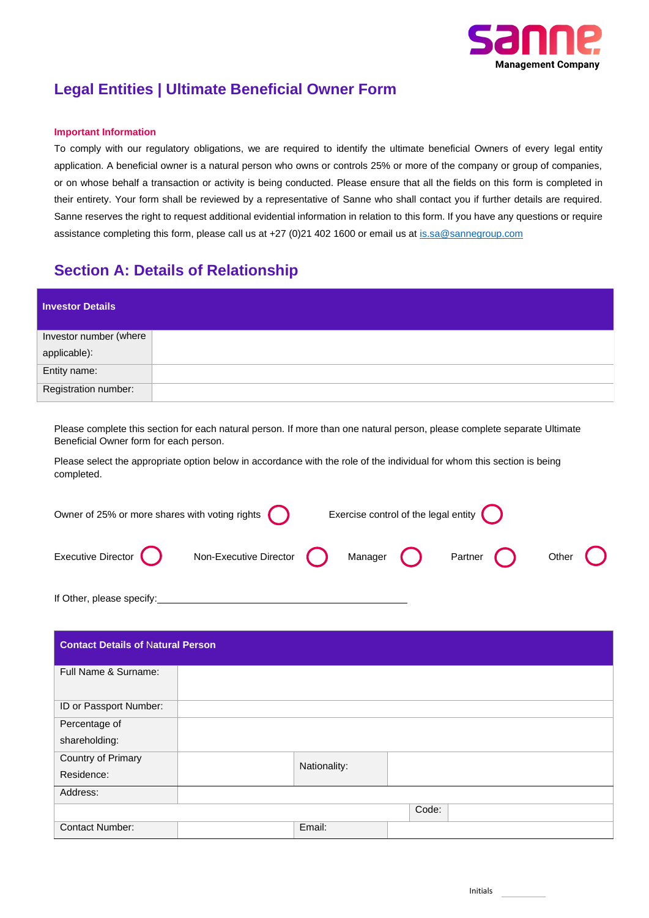**sanne**
Management Company

# Legal Entities | Ultimate Beneficial Owner Form

**Important Information**

To comply with our regulatory obligations, we are required to identify the ultimate beneficial Owners of every legal entity application. A beneficial owner is a natural person who owns or controls 25% or more of the company or group of companies, or on whose behalf a transaction or activity is being conducted. Please ensure that all the fields on this form is completed in their entirety. Your form shall be reviewed by a representative of Sanne who shall contact you if further details are required. Sanne reserves the right to request additional evidential information in relation to this form. If you have any questions or require assistance completing this form, please call us at +27 (0)21 402 1600 or email us at is.sa@sannegroup.com

## Section A: Details of Relationship

| Investor Details | |
|---|---|
| Investor number (where applicable): | |
| Entity name: | |
| Registration number: | |

Please complete this section for each natural person. If more than one natural person, please complete separate Ultimate Beneficial Owner form for each person.

Please select the appropriate option below in accordance with the role of the individual for whom this section is being completed.

Owner of 25% or more shares with voting rights ◯     Exercise control of the legal entity ◯

Executive Director ◯     Non-Executive Director ◯     Manager ◯     Partner ◯     Other ◯

If Other, please specify:\_\_\_\_\_\_\_\_\_\_\_\_\_\_\_\_\_\_\_\_\_\_\_\_\_\_\_\_\_\_\_\_\_\_\_\_\_\_\_\_

| Contact Details of Natural Person | | | |
|---|---|---|---|
| Full Name & Surname: | | | |
| ID or Passport Number: | | | |
| Percentage of shareholding: | | | |
| Country of Primary Residence: | | Nationality: | |
| Address: | | | |
| | | Code: | |
| Contact Number: | | Email: | |

Initials \_\_\_\_\_\_\_\_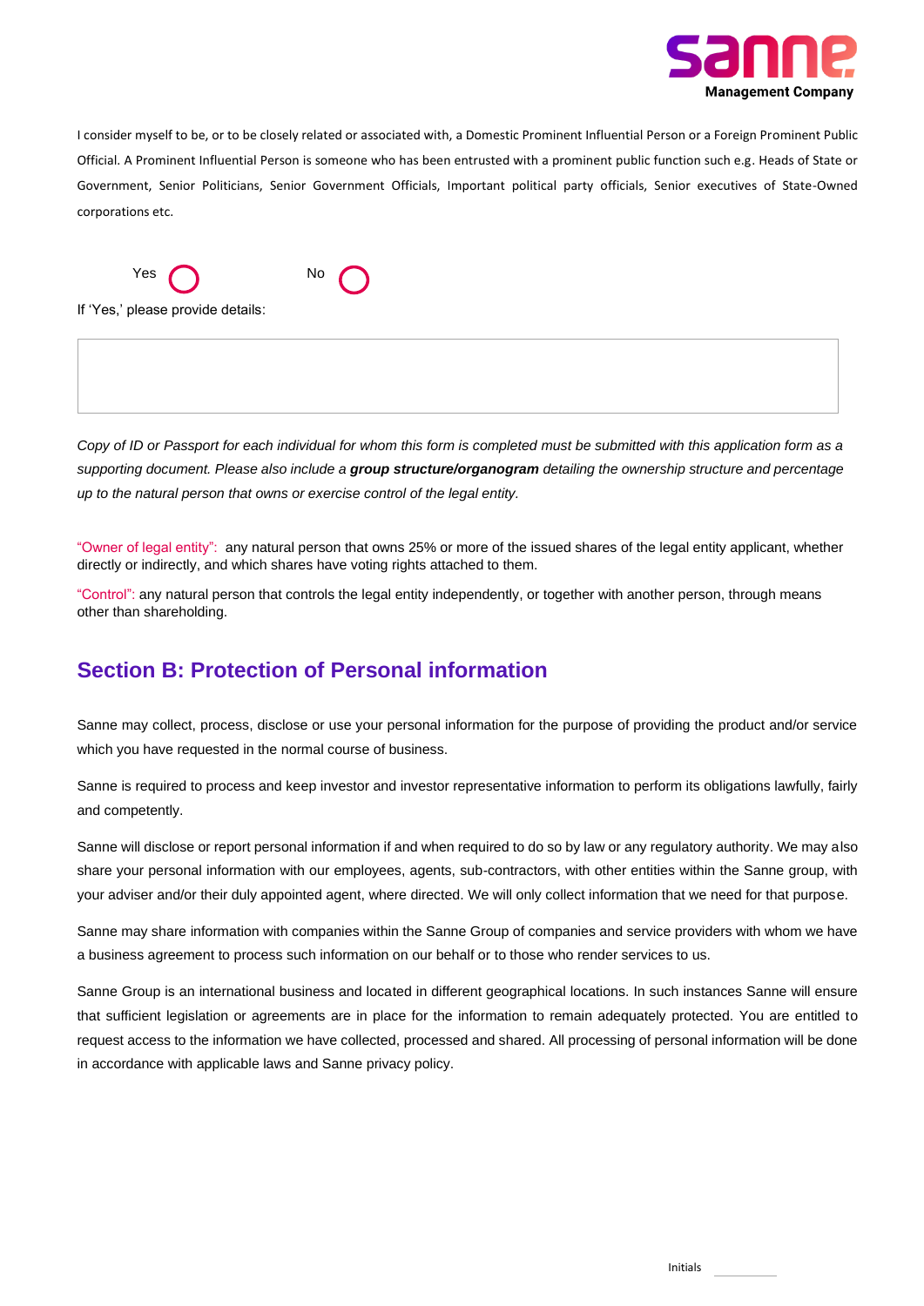I consider myself to be, or to be closely related or associated with, a Domestic Prominent Influential Person or a Foreign Prominent Public Official. A Prominent Influential Person is someone who has been entrusted with a prominent public function such e.g. Heads of State or Government, Senior Politicians, Senior Government Officials, Important political party officials, Senior executives of State-Owned corporations etc.

Yes ◯ No ◯

If 'Yes,' please provide details:

*Copy of ID or Passport for each individual for whom this form is completed must be submitted with this application form as a supporting document. Please also include a* ***group structure/organogram*** *detailing the ownership structure and percentage up to the natural person that owns or exercise control of the legal entity.*

"Owner of legal entity": any natural person that owns 25% or more of the issued shares of the legal entity applicant, whether directly or indirectly, and which shares have voting rights attached to them.

"Control": any natural person that controls the legal entity independently, or together with another person, through means other than shareholding.

## Section B: Protection of Personal information

Sanne may collect, process, disclose or use your personal information for the purpose of providing the product and/or service which you have requested in the normal course of business.

Sanne is required to process and keep investor and investor representative information to perform its obligations lawfully, fairly and competently.

Sanne will disclose or report personal information if and when required to do so by law or any regulatory authority. We may also share your personal information with our employees, agents, sub-contractors, with other entities within the Sanne group, with your adviser and/or their duly appointed agent, where directed. We will only collect information that we need for that purpose.

Sanne may share information with companies within the Sanne Group of companies and service providers with whom we have a business agreement to process such information on our behalf or to those who render services to us.

Sanne Group is an international business and located in different geographical locations. In such instances Sanne will ensure that sufficient legislation or agreements are in place for the information to remain adequately protected. You are entitled to request access to the information we have collected, processed and shared. All processing of personal information will be done in accordance with applicable laws and Sanne privacy policy.

Initials \_\_\_\_\_\_\_\_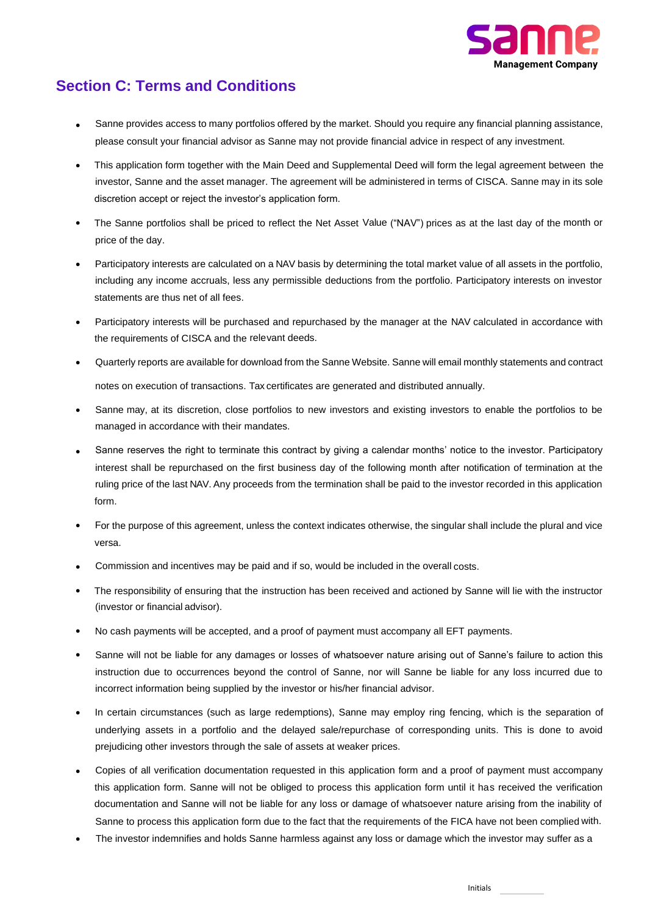## Section C: Terms and Conditions

- Sanne provides access to many portfolios offered by the market. Should you require any financial planning assistance, please consult your financial advisor as Sanne may not provide financial advice in respect of any investment.
- This application form together with the Main Deed and Supplemental Deed will form the legal agreement between the investor, Sanne and the asset manager. The agreement will be administered in terms of CISCA. Sanne may in its sole discretion accept or reject the investor's application form.
- The Sanne portfolios shall be priced to reflect the Net Asset Value ("NAV") prices as at the last day of the month or price of the day.
- Participatory interests are calculated on a NAV basis by determining the total market value of all assets in the portfolio, including any income accruals, less any permissible deductions from the portfolio. Participatory interests on investor statements are thus net of all fees.
- Participatory interests will be purchased and repurchased by the manager at the NAV calculated in accordance with the requirements of CISCA and the relevant deeds.
- Quarterly reports are available for download from the Sanne Website. Sanne will email monthly statements and contract notes on execution of transactions. Tax certificates are generated and distributed annually.
- Sanne may, at its discretion, close portfolios to new investors and existing investors to enable the portfolios to be managed in accordance with their mandates.
- Sanne reserves the right to terminate this contract by giving a calendar months' notice to the investor. Participatory interest shall be repurchased on the first business day of the following month after notification of termination at the ruling price of the last NAV. Any proceeds from the termination shall be paid to the investor recorded in this application form.
- For the purpose of this agreement, unless the context indicates otherwise, the singular shall include the plural and vice versa.
- Commission and incentives may be paid and if so, would be included in the overall costs.
- The responsibility of ensuring that the instruction has been received and actioned by Sanne will lie with the instructor (investor or financial advisor).
- No cash payments will be accepted, and a proof of payment must accompany all EFT payments.
- Sanne will not be liable for any damages or losses of whatsoever nature arising out of Sanne's failure to action this instruction due to occurrences beyond the control of Sanne, nor will Sanne be liable for any loss incurred due to incorrect information being supplied by the investor or his/her financial advisor.
- In certain circumstances (such as large redemptions), Sanne may employ ring fencing, which is the separation of underlying assets in a portfolio and the delayed sale/repurchase of corresponding units. This is done to avoid prejudicing other investors through the sale of assets at weaker prices.
- Copies of all verification documentation requested in this application form and a proof of payment must accompany this application form. Sanne will not be obliged to process this application form until it has received the verification documentation and Sanne will not be liable for any loss or damage of whatsoever nature arising from the inability of Sanne to process this application form due to the fact that the requirements of the FICA have not been complied with.
- The investor indemnifies and holds Sanne harmless against any loss or damage which the investor may suffer as a

Initials ________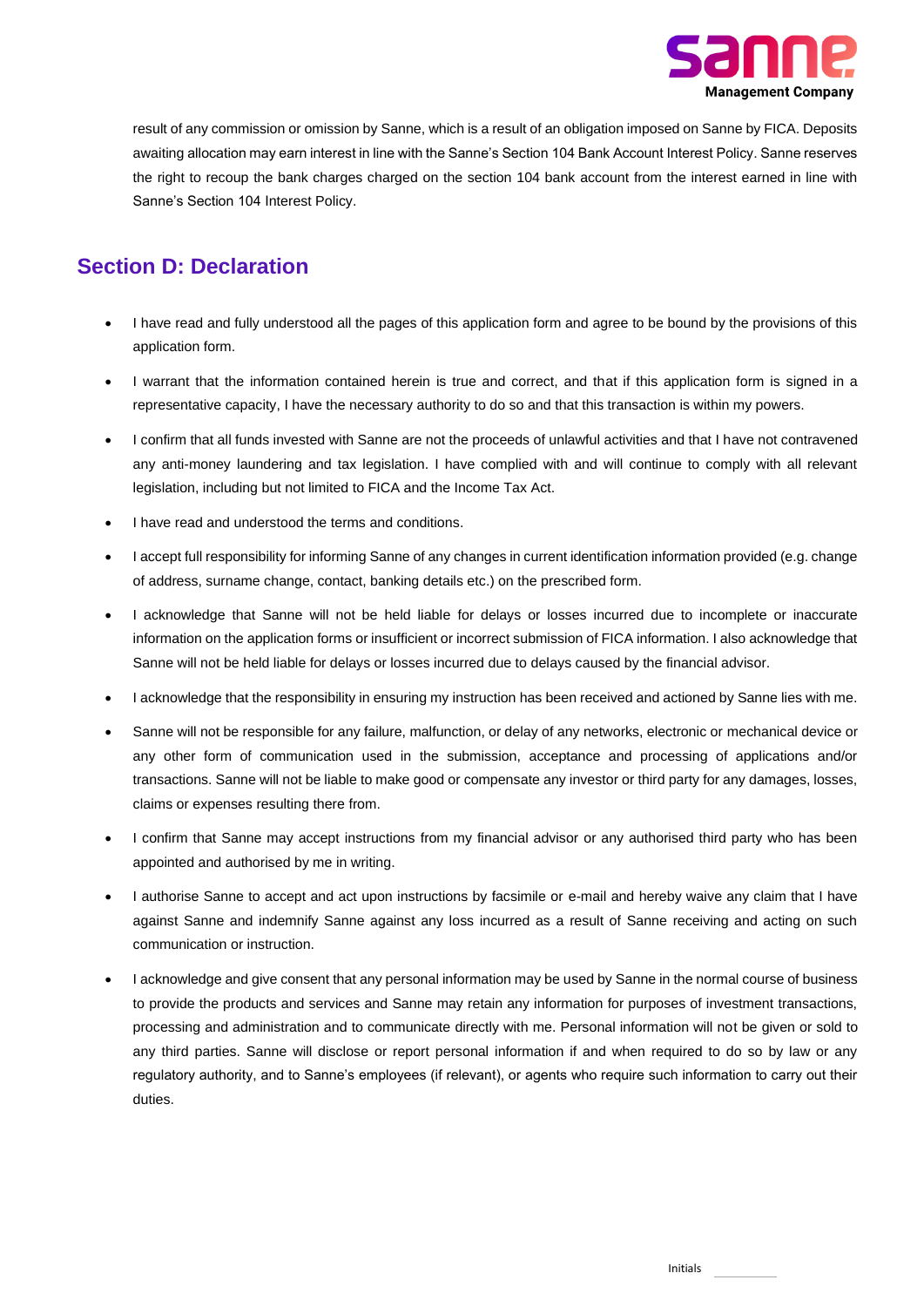result of any commission or omission by Sanne, which is a result of an obligation imposed on Sanne by FICA. Deposits awaiting allocation may earn interest in line with the Sanne's Section 104 Bank Account Interest Policy. Sanne reserves the right to recoup the bank charges charged on the section 104 bank account from the interest earned in line with Sanne's Section 104 Interest Policy.

## Section D: Declaration

- I have read and fully understood all the pages of this application form and agree to be bound by the provisions of this application form.
- I warrant that the information contained herein is true and correct, and that if this application form is signed in a representative capacity, I have the necessary authority to do so and that this transaction is within my powers.
- I confirm that all funds invested with Sanne are not the proceeds of unlawful activities and that I have not contravened any anti-money laundering and tax legislation. I have complied with and will continue to comply with all relevant legislation, including but not limited to FICA and the Income Tax Act.
- I have read and understood the terms and conditions.
- I accept full responsibility for informing Sanne of any changes in current identification information provided (e.g. change of address, surname change, contact, banking details etc.) on the prescribed form.
- I acknowledge that Sanne will not be held liable for delays or losses incurred due to incomplete or inaccurate information on the application forms or insufficient or incorrect submission of FICA information. I also acknowledge that Sanne will not be held liable for delays or losses incurred due to delays caused by the financial advisor.
- I acknowledge that the responsibility in ensuring my instruction has been received and actioned by Sanne lies with me.
- Sanne will not be responsible for any failure, malfunction, or delay of any networks, electronic or mechanical device or any other form of communication used in the submission, acceptance and processing of applications and/or transactions. Sanne will not be liable to make good or compensate any investor or third party for any damages, losses, claims or expenses resulting there from.
- I confirm that Sanne may accept instructions from my financial advisor or any authorised third party who has been appointed and authorised by me in writing.
- I authorise Sanne to accept and act upon instructions by facsimile or e-mail and hereby waive any claim that I have against Sanne and indemnify Sanne against any loss incurred as a result of Sanne receiving and acting on such communication or instruction.
- I acknowledge and give consent that any personal information may be used by Sanne in the normal course of business to provide the products and services and Sanne may retain any information for purposes of investment transactions, processing and administration and to communicate directly with me. Personal information will not be given or sold to any third parties. Sanne will disclose or report personal information if and when required to do so by law or any regulatory authority, and to Sanne's employees (if relevant), or agents who require such information to carry out their duties.

Initials \_\_\_\_\_\_\_\_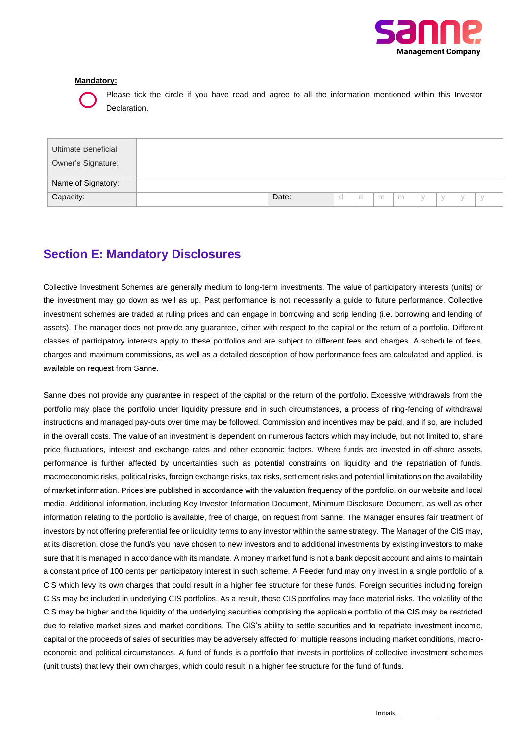**Mandatory:**

○ Please tick the circle if you have read and agree to all the information mentioned within this Investor Declaration.

| Ultimate Beneficial Owner's Signature: | | | | | | | | | | |
|---|---|---|---|---|---|---|---|---|---|---|
| Name of Signatory: | | | | | | | | | | |
| Capacity: | | Date: | d | d | m | m | y | y | y | y |

## Section E: Mandatory Disclosures

Collective Investment Schemes are generally medium to long-term investments. The value of participatory interests (units) or the investment may go down as well as up. Past performance is not necessarily a guide to future performance. Collective investment schemes are traded at ruling prices and can engage in borrowing and scrip lending (i.e. borrowing and lending of assets). The manager does not provide any guarantee, either with respect to the capital or the return of a portfolio. Different classes of participatory interests apply to these portfolios and are subject to different fees and charges. A schedule of fees, charges and maximum commissions, as well as a detailed description of how performance fees are calculated and applied, is available on request from Sanne.

Sanne does not provide any guarantee in respect of the capital or the return of the portfolio. Excessive withdrawals from the portfolio may place the portfolio under liquidity pressure and in such circumstances, a process of ring-fencing of withdrawal instructions and managed pay-outs over time may be followed. Commission and incentives may be paid, and if so, are included in the overall costs. The value of an investment is dependent on numerous factors which may include, but not limited to, share price fluctuations, interest and exchange rates and other economic factors. Where funds are invested in off-shore assets, performance is further affected by uncertainties such as potential constraints on liquidity and the repatriation of funds, macroeconomic risks, political risks, foreign exchange risks, tax risks, settlement risks and potential limitations on the availability of market information. Prices are published in accordance with the valuation frequency of the portfolio, on our website and local media. Additional information, including Key Investor Information Document, Minimum Disclosure Document, as well as other information relating to the portfolio is available, free of charge, on request from Sanne. The Manager ensures fair treatment of investors by not offering preferential fee or liquidity terms to any investor within the same strategy. The Manager of the CIS may, at its discretion, close the fund/s you have chosen to new investors and to additional investments by existing investors to make sure that it is managed in accordance with its mandate. A money market fund is not a bank deposit account and aims to maintain a constant price of 100 cents per participatory interest in such scheme. A Feeder fund may only invest in a single portfolio of a CIS which levy its own charges that could result in a higher fee structure for these funds. Foreign securities including foreign CISs may be included in underlying CIS portfolios. As a result, those CIS portfolios may face material risks. The volatility of the CIS may be higher and the liquidity of the underlying securities comprising the applicable portfolio of the CIS may be restricted due to relative market sizes and market conditions. The CIS's ability to settle securities and to repatriate investment income, capital or the proceeds of sales of securities may be adversely affected for multiple reasons including market conditions, macro-economic and political circumstances. A fund of funds is a portfolio that invests in portfolios of collective investment schemes (unit trusts) that levy their own charges, which could result in a higher fee structure for the fund of funds.

Initials ________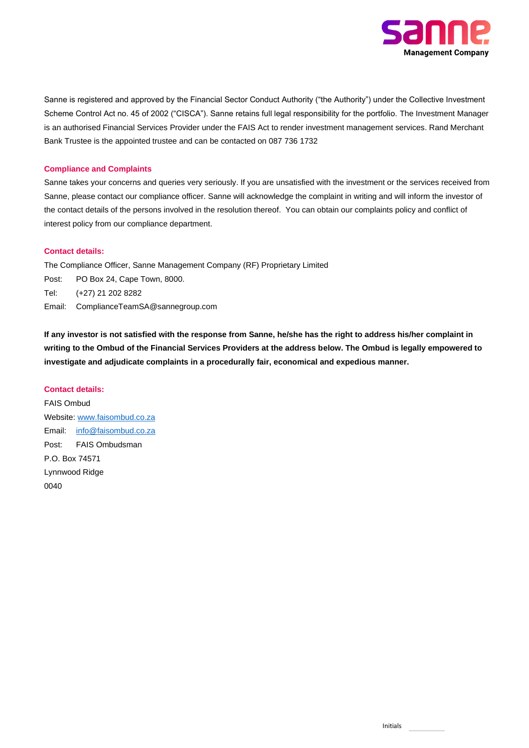Sanne is registered and approved by the Financial Sector Conduct Authority ("the Authority") under the Collective Investment Scheme Control Act no. 45 of 2002 ("CISCA"). Sanne retains full legal responsibility for the portfolio. The Investment Manager is an authorised Financial Services Provider under the FAIS Act to render investment management services. Rand Merchant Bank Trustee is the appointed trustee and can be contacted on 087 736 1732

## Compliance and Complaints

Sanne takes your concerns and queries very seriously. If you are unsatisfied with the investment or the services received from Sanne, please contact our compliance officer. Sanne will acknowledge the complaint in writing and will inform the investor of the contact details of the persons involved in the resolution thereof. You can obtain our complaints policy and conflict of interest policy from our compliance department.

## Contact details:

The Compliance Officer, Sanne Management Company (RF) Proprietary Limited

Post: PO Box 24, Cape Town, 8000.

Tel: (+27) 21 202 8282

Email: ComplianceTeamSA@sannegroup.com

**If any investor is not satisfied with the response from Sanne, he/she has the right to address his/her complaint in writing to the Ombud of the Financial Services Providers at the address below. The Ombud is legally empowered to investigate and adjudicate complaints in a procedurally fair, economical and expedious manner.**

## Contact details:

FAIS Ombud

Website: www.faisombud.co.za

Email: info@faisombud.co.za

Post: FAIS Ombudsman

P.O. Box 74571

Lynnwood Ridge

0040

Initials ________